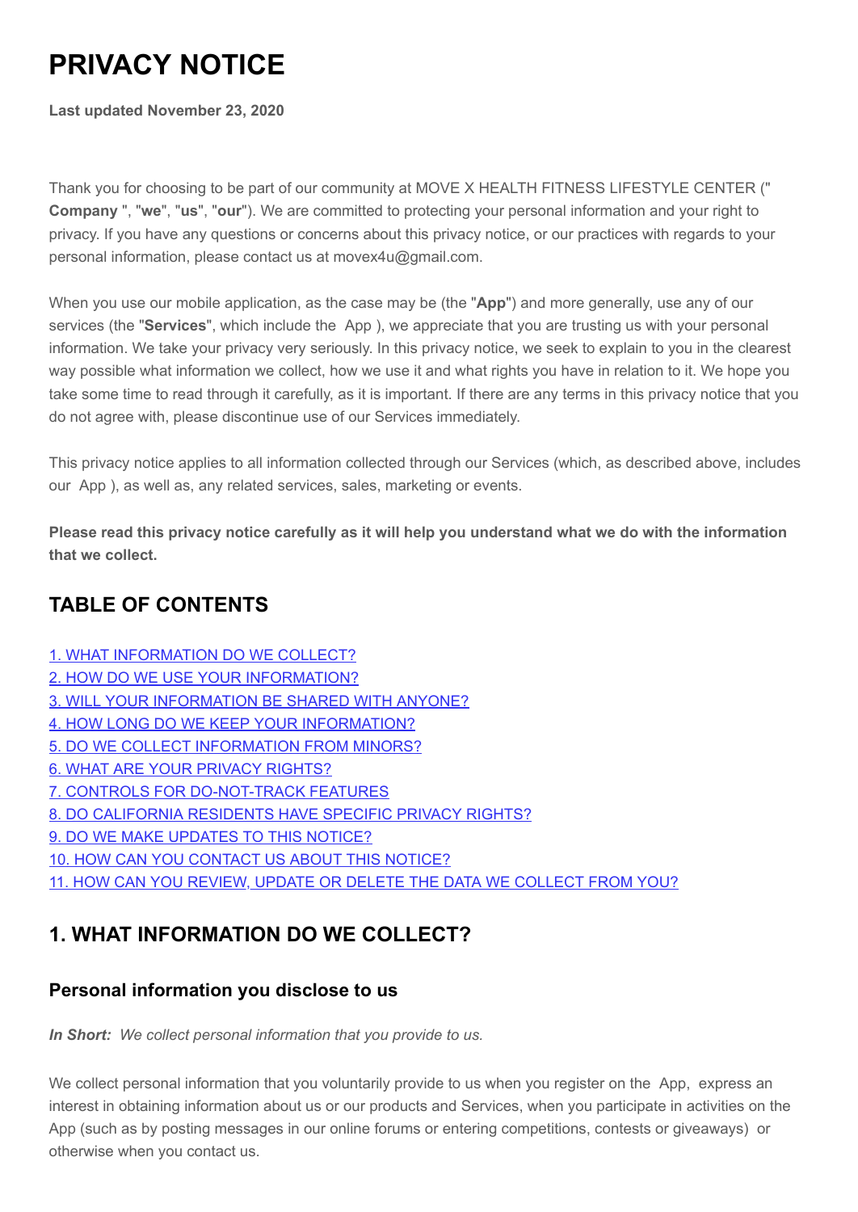# PRIVACY NOTICE

**Last updated November 23, 2020**

Thank you for choosing to be part of our community at MOVE X HEALTH FITNESS LIFESTYLE CENTER ("**Company**", "**we**", "**us**", "**our**"). We are committed to protecting your personal information and your right to privacy. If you have any questions or concerns about this privacy notice, or our practices with regards to your personal information, please contact us at movex4u@gmail.com.

When you use our mobile application, as the case may be (the "**App**") and more generally, use any of our services (the "**Services**", which include the App ), we appreciate that you are trusting us with your personal information. We take your privacy very seriously. In this privacy notice, we seek to explain to you in the clearest way possible what information we collect, how we use it and what rights you have in relation to it. We hope you take some time to read through it carefully, as it is important. If there are any terms in this privacy notice that you do not agree with, please discontinue use of our Services immediately.

This privacy notice applies to all information collected through our Services (which, as described above, includes our App ), as well as, any related services, sales, marketing or events.

**Please read this privacy notice carefully as it will help you understand what we do with the information that we collect.**

## TABLE OF CONTENTS

1. WHAT INFORMATION DO WE COLLECT?
2. HOW DO WE USE YOUR INFORMATION?
3. WILL YOUR INFORMATION BE SHARED WITH ANYONE?
4. HOW LONG DO WE KEEP YOUR INFORMATION?
5. DO WE COLLECT INFORMATION FROM MINORS?
6. WHAT ARE YOUR PRIVACY RIGHTS?
7. CONTROLS FOR DO-NOT-TRACK FEATURES
8. DO CALIFORNIA RESIDENTS HAVE SPECIFIC PRIVACY RIGHTS?
9. DO WE MAKE UPDATES TO THIS NOTICE?
10. HOW CAN YOU CONTACT US ABOUT THIS NOTICE?
11. HOW CAN YOU REVIEW, UPDATE OR DELETE THE DATA WE COLLECT FROM YOU?

## 1. WHAT INFORMATION DO WE COLLECT?

### Personal information you disclose to us

***In Short:*** *We collect personal information that you provide to us.*

We collect personal information that you voluntarily provide to us when you register on the App, express an interest in obtaining information about us or our products and Services, when you participate in activities on the App (such as by posting messages in our online forums or entering competitions, contests or giveaways) or otherwise when you contact us.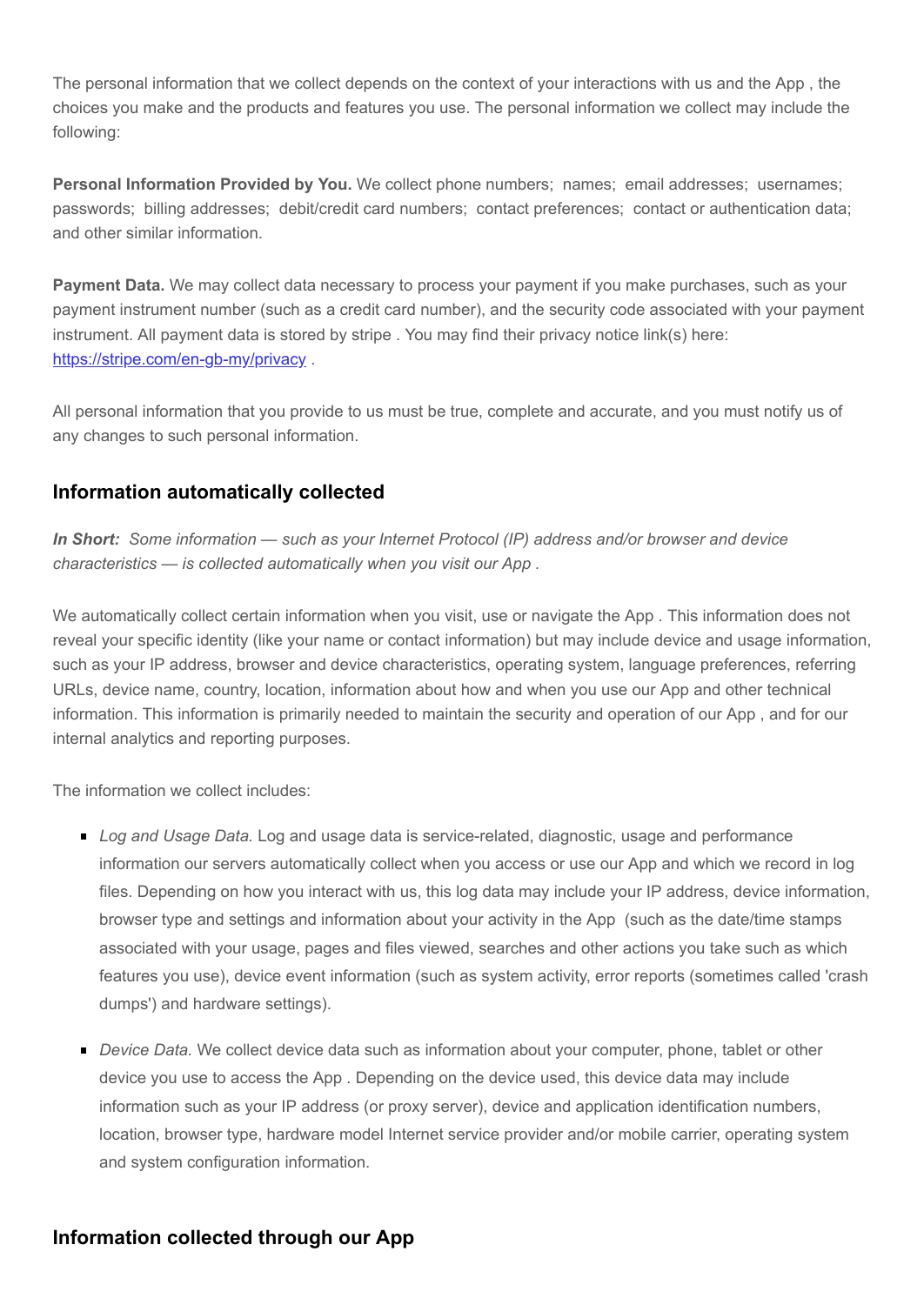The personal information that we collect depends on the context of your interactions with us and the App , the choices you make and the products and features you use. The personal information we collect may include the following:

**Personal Information Provided by You.** We collect phone numbers;  names;  email addresses;  usernames;  passwords;  billing addresses;  debit/credit card numbers;  contact preferences;  contact or authentication data;  and other similar information.

**Payment Data.** We may collect data necessary to process your payment if you make purchases, such as your payment instrument number (such as a credit card number), and the security code associated with your payment instrument. All payment data is stored by stripe . You may find their privacy notice link(s) here: [https://stripe.com/en-gb-my/privacy](https://stripe.com/en-gb-my/privacy) .

All personal information that you provide to us must be true, complete and accurate, and you must notify us of any changes to such personal information.

## Information automatically collected

***In Short:*** *Some information — such as your Internet Protocol (IP) address and/or browser and device characteristics — is collected automatically when you visit our App .*

We automatically collect certain information when you visit, use or navigate the App . This information does not reveal your specific identity (like your name or contact information) but may include device and usage information, such as your IP address, browser and device characteristics, operating system, language preferences, referring URLs, device name, country, location, information about how and when you use our App and other technical information. This information is primarily needed to maintain the security and operation of our App , and for our internal analytics and reporting purposes.

The information we collect includes:

- *Log and Usage Data.* Log and usage data is service-related, diagnostic, usage and performance information our servers automatically collect when you access or use our App and which we record in log files. Depending on how you interact with us, this log data may include your IP address, device information, browser type and settings and information about your activity in the App  (such as the date/time stamps associated with your usage, pages and files viewed, searches and other actions you take such as which features you use), device event information (such as system activity, error reports (sometimes called 'crash dumps') and hardware settings).
- *Device Data.* We collect device data such as information about your computer, phone, tablet or other device you use to access the App . Depending on the device used, this device data may include information such as your IP address (or proxy server), device and application identification numbers, location, browser type, hardware model Internet service provider and/or mobile carrier, operating system and system configuration information.

## Information collected through our App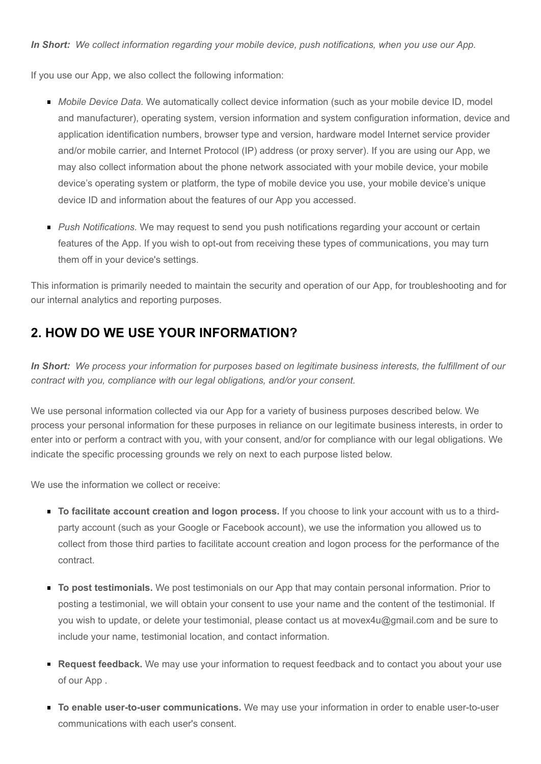***In Short:*** *We collect information regarding your mobile device, push notifications, when you use our App.*

If you use our App, we also collect the following information:

- *Mobile Device Data.* We automatically collect device information (such as your mobile device ID, model and manufacturer), operating system, version information and system configuration information, device and application identification numbers, browser type and version, hardware model Internet service provider and/or mobile carrier, and Internet Protocol (IP) address (or proxy server). If you are using our App, we may also collect information about the phone network associated with your mobile device, your mobile device's operating system or platform, the type of mobile device you use, your mobile device's unique device ID and information about the features of our App you accessed.
- *Push Notifications.* We may request to send you push notifications regarding your account or certain features of the App. If you wish to opt-out from receiving these types of communications, you may turn them off in your device's settings.

This information is primarily needed to maintain the security and operation of our App, for troubleshooting and for our internal analytics and reporting purposes.

## 2. HOW DO WE USE YOUR INFORMATION?

***In Short:*** *We process your information for purposes based on legitimate business interests, the fulfillment of our contract with you, compliance with our legal obligations, and/or your consent.*

We use personal information collected via our App for a variety of business purposes described below. We process your personal information for these purposes in reliance on our legitimate business interests, in order to enter into or perform a contract with you, with your consent, and/or for compliance with our legal obligations. We indicate the specific processing grounds we rely on next to each purpose listed below.

We use the information we collect or receive:

- **To facilitate account creation and logon process.** If you choose to link your account with us to a third-party account (such as your Google or Facebook account), we use the information you allowed us to collect from those third parties to facilitate account creation and logon process for the performance of the contract.
- **To post testimonials.** We post testimonials on our App that may contain personal information. Prior to posting a testimonial, we will obtain your consent to use your name and the content of the testimonial. If you wish to update, or delete your testimonial, please contact us at movex4u@gmail.com and be sure to include your name, testimonial location, and contact information.
- **Request feedback.** We may use your information to request feedback and to contact you about your use of our App .
- **To enable user-to-user communications.** We may use your information in order to enable user-to-user communications with each user's consent.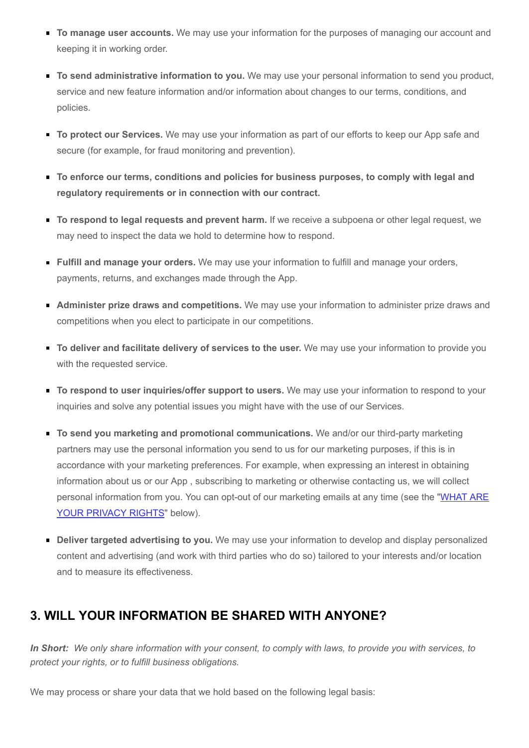- **To manage user accounts.** We may use your information for the purposes of managing our account and keeping it in working order.
- **To send administrative information to you.** We may use your personal information to send you product, service and new feature information and/or information about changes to our terms, conditions, and policies.
- **To protect our Services.** We may use your information as part of our efforts to keep our App safe and secure (for example, for fraud monitoring and prevention).
- **To enforce our terms, conditions and policies for business purposes, to comply with legal and regulatory requirements or in connection with our contract.**
- **To respond to legal requests and prevent harm.** If we receive a subpoena or other legal request, we may need to inspect the data we hold to determine how to respond.
- **Fulfill and manage your orders.** We may use your information to fulfill and manage your orders, payments, returns, and exchanges made through the App.
- **Administer prize draws and competitions.** We may use your information to administer prize draws and competitions when you elect to participate in our competitions.
- **To deliver and facilitate delivery of services to the user.** We may use your information to provide you with the requested service.
- **To respond to user inquiries/offer support to users.** We may use your information to respond to your inquiries and solve any potential issues you might have with the use of our Services.
- **To send you marketing and promotional communications.** We and/or our third-party marketing partners may use the personal information you send to us for our marketing purposes, if this is in accordance with your marketing preferences. For example, when expressing an interest in obtaining information about us or our App , subscribing to marketing or otherwise contacting us, we will collect personal information from you. You can opt-out of our marketing emails at any time (see the "WHAT ARE YOUR PRIVACY RIGHTS" below).
- **Deliver targeted advertising to you.** We may use your information to develop and display personalized content and advertising (and work with third parties who do so) tailored to your interests and/or location and to measure its effectiveness.

## 3. WILL YOUR INFORMATION BE SHARED WITH ANYONE?

***In Short:*** *We only share information with your consent, to comply with laws, to provide you with services, to protect your rights, or to fulfill business obligations.*

We may process or share your data that we hold based on the following legal basis: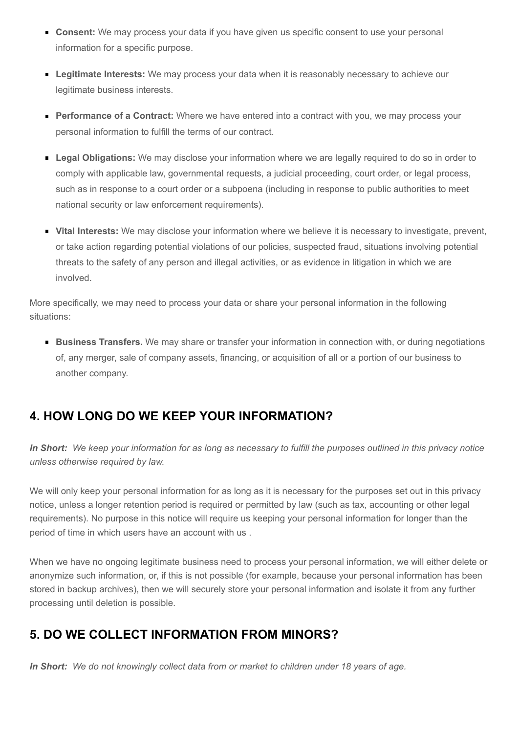- **Consent:** We may process your data if you have given us specific consent to use your personal information for a specific purpose.
- **Legitimate Interests:** We may process your data when it is reasonably necessary to achieve our legitimate business interests.
- **Performance of a Contract:** Where we have entered into a contract with you, we may process your personal information to fulfill the terms of our contract.
- **Legal Obligations:** We may disclose your information where we are legally required to do so in order to comply with applicable law, governmental requests, a judicial proceeding, court order, or legal process, such as in response to a court order or a subpoena (including in response to public authorities to meet national security or law enforcement requirements).
- **Vital Interests:** We may disclose your information where we believe it is necessary to investigate, prevent, or take action regarding potential violations of our policies, suspected fraud, situations involving potential threats to the safety of any person and illegal activities, or as evidence in litigation in which we are involved.

More specifically, we may need to process your data or share your personal information in the following situations:

- **Business Transfers.** We may share or transfer your information in connection with, or during negotiations of, any merger, sale of company assets, financing, or acquisition of all or a portion of our business to another company.

## 4. HOW LONG DO WE KEEP YOUR INFORMATION?

***In Short:*** *We keep your information for as long as necessary to fulfill the purposes outlined in this privacy notice unless otherwise required by law.*

We will only keep your personal information for as long as it is necessary for the purposes set out in this privacy notice, unless a longer retention period is required or permitted by law (such as tax, accounting or other legal requirements). No purpose in this notice will require us keeping your personal information for longer than the period of time in which users have an account with us .

When we have no ongoing legitimate business need to process your personal information, we will either delete or anonymize such information, or, if this is not possible (for example, because your personal information has been stored in backup archives), then we will securely store your personal information and isolate it from any further processing until deletion is possible.

## 5. DO WE COLLECT INFORMATION FROM MINORS?

***In Short:*** *We do not knowingly collect data from or market to children under 18 years of age.*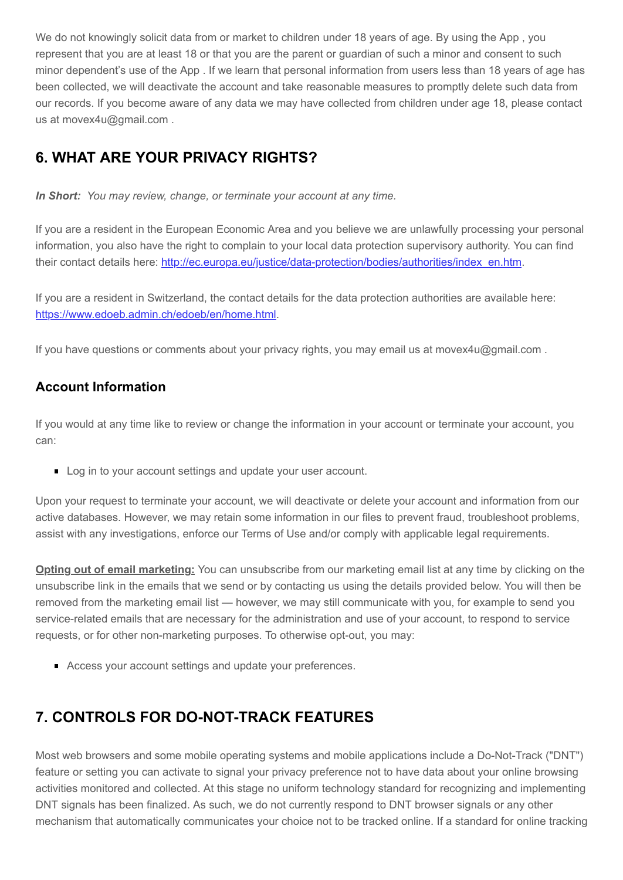We do not knowingly solicit data from or market to children under 18 years of age. By using the App , you represent that you are at least 18 or that you are the parent or guardian of such a minor and consent to such minor dependent's use of the App . If we learn that personal information from users less than 18 years of age has been collected, we will deactivate the account and take reasonable measures to promptly delete such data from our records. If you become aware of any data we may have collected from children under age 18, please contact us at movex4u@gmail.com .

## 6. WHAT ARE YOUR PRIVACY RIGHTS?

***In Short:*** *You may review, change, or terminate your account at any time.*

If you are a resident in the European Economic Area and you believe we are unlawfully processing your personal information, you also have the right to complain to your local data protection supervisory authority. You can find their contact details here: [http://ec.europa.eu/justice/data-protection/bodies/authorities/index_en.htm](http://ec.europa.eu/justice/data-protection/bodies/authorities/index_en.htm).

If you are a resident in Switzerland, the contact details for the data protection authorities are available here: [https://www.edoeb.admin.ch/edoeb/en/home.html](https://www.edoeb.admin.ch/edoeb/en/home.html).

If you have questions or comments about your privacy rights, you may email us at movex4u@gmail.com .

### Account Information

If you would at any time like to review or change the information in your account or terminate your account, you can:

- Log in to your account settings and update your user account.

Upon your request to terminate your account, we will deactivate or delete your account and information from our active databases. However, we may retain some information in our files to prevent fraud, troubleshoot problems, assist with any investigations, enforce our Terms of Use and/or comply with applicable legal requirements.

**Opting out of email marketing:** You can unsubscribe from our marketing email list at any time by clicking on the unsubscribe link in the emails that we send or by contacting us using the details provided below. You will then be removed from the marketing email list — however, we may still communicate with you, for example to send you service-related emails that are necessary for the administration and use of your account, to respond to service requests, or for other non-marketing purposes. To otherwise opt-out, you may:

- Access your account settings and update your preferences.

## 7. CONTROLS FOR DO-NOT-TRACK FEATURES

Most web browsers and some mobile operating systems and mobile applications include a Do-Not-Track ("DNT") feature or setting you can activate to signal your privacy preference not to have data about your online browsing activities monitored and collected. At this stage no uniform technology standard for recognizing and implementing DNT signals has been finalized. As such, we do not currently respond to DNT browser signals or any other mechanism that automatically communicates your choice not to be tracked online. If a standard for online tracking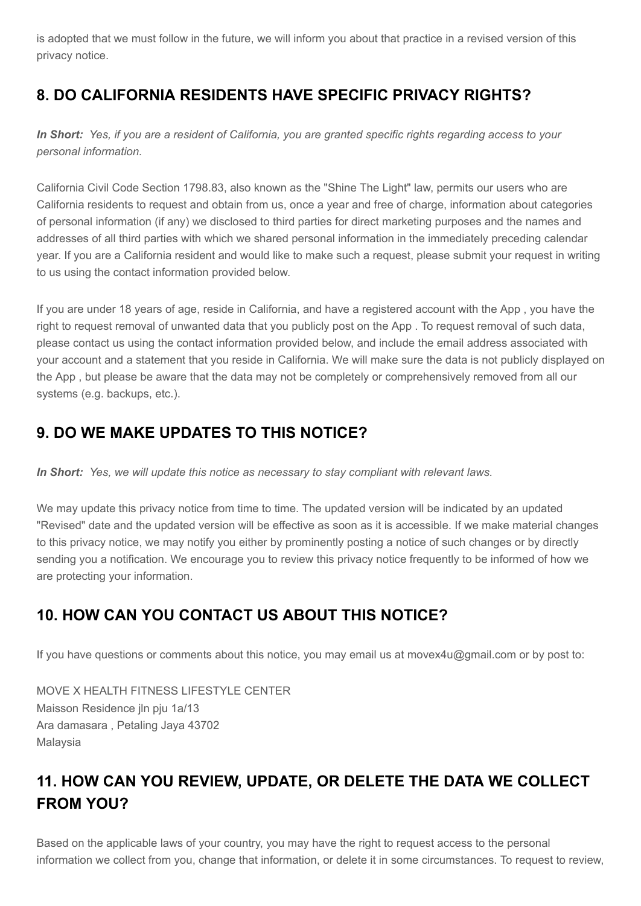is adopted that we must follow in the future, we will inform you about that practice in a revised version of this privacy notice.

## 8. DO CALIFORNIA RESIDENTS HAVE SPECIFIC PRIVACY RIGHTS?

***In Short:*** *Yes, if you are a resident of California, you are granted specific rights regarding access to your personal information.*

California Civil Code Section 1798.83, also known as the "Shine The Light" law, permits our users who are California residents to request and obtain from us, once a year and free of charge, information about categories of personal information (if any) we disclosed to third parties for direct marketing purposes and the names and addresses of all third parties with which we shared personal information in the immediately preceding calendar year. If you are a California resident and would like to make such a request, please submit your request in writing to us using the contact information provided below.

If you are under 18 years of age, reside in California, and have a registered account with the App , you have the right to request removal of unwanted data that you publicly post on the App . To request removal of such data, please contact us using the contact information provided below, and include the email address associated with your account and a statement that you reside in California. We will make sure the data is not publicly displayed on the App , but please be aware that the data may not be completely or comprehensively removed from all our systems (e.g. backups, etc.).

## 9. DO WE MAKE UPDATES TO THIS NOTICE?

***In Short:*** *Yes, we will update this notice as necessary to stay compliant with relevant laws.*

We may update this privacy notice from time to time. The updated version will be indicated by an updated "Revised" date and the updated version will be effective as soon as it is accessible. If we make material changes to this privacy notice, we may notify you either by prominently posting a notice of such changes or by directly sending you a notification. We encourage you to review this privacy notice frequently to be informed of how we are protecting your information.

## 10. HOW CAN YOU CONTACT US ABOUT THIS NOTICE?

If you have questions or comments about this notice, you may email us at movex4u@gmail.com or by post to:

MOVE X HEALTH FITNESS LIFESTYLE CENTER
Maisson Residence jln pju 1a/13
Ara damasara , Petaling Jaya 43702
Malaysia

## 11. HOW CAN YOU REVIEW, UPDATE, OR DELETE THE DATA WE COLLECT FROM YOU?

Based on the applicable laws of your country, you may have the right to request access to the personal information we collect from you, change that information, or delete it in some circumstances. To request to review,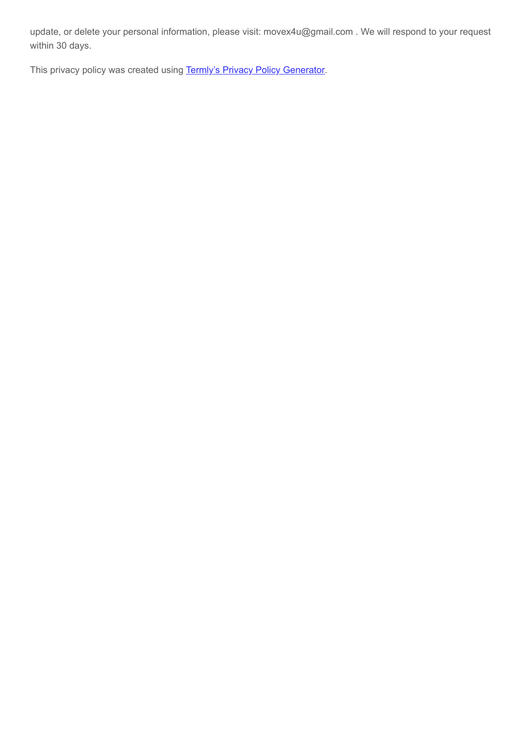update, or delete your personal information, please visit: movex4u@gmail.com . We will respond to your request within 30 days.

This privacy policy was created using Termly's Privacy Policy Generator.